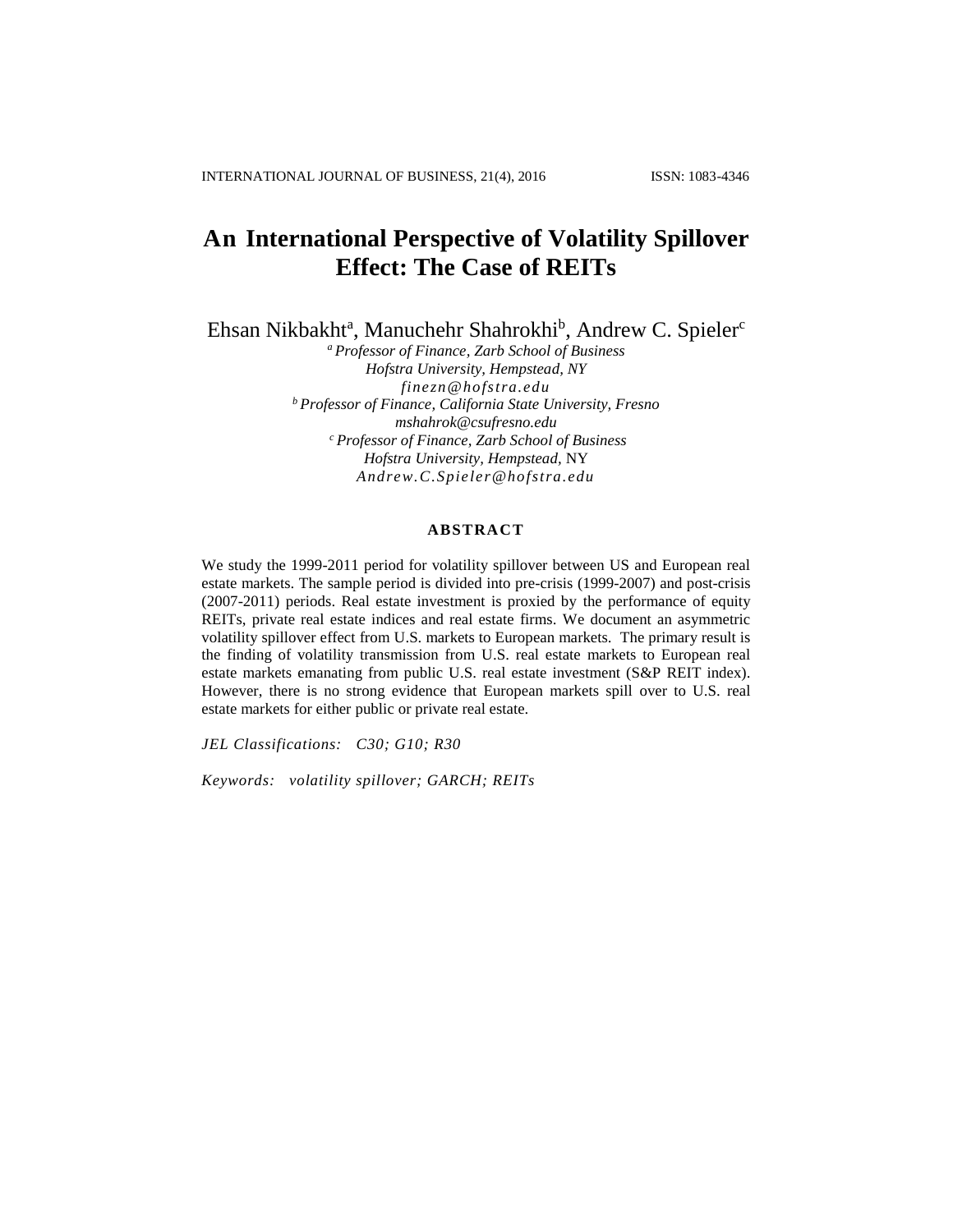# An International Perspective of Volatility Spillover Effect: The Case of REITs

Ehsan Nikbakht[a], Manuchehr Shahrokhi[b], Andrew C. Spieler[c]

[a] *Professor of Finance, Zarb School of Business*
*Hofstra University, Hempstead, NY*
*finezn@hofstra.edu*

[b] *Professor of Finance, California State University, Fresno*
*mshahrok@csufresno.edu*

[c] *Professor of Finance, Zarb School of Business*
*Hofstra University, Hempstead,* NY
*Andrew.C.Spieler@hofstra.edu*

## ABSTRACT

We study the 1999-2011 period for volatility spillover between US and European real estate markets. The sample period is divided into pre-crisis (1999-2007) and post-crisis (2007-2011) periods. Real estate investment is proxied by the performance of equity REITs, private real estate indices and real estate firms. We document an asymmetric volatility spillover effect from U.S. markets to European markets. The primary result is the finding of volatility transmission from U.S. real estate markets to European real estate markets emanating from public U.S. real estate investment (S&P REIT index). However, there is no strong evidence that European markets spill over to U.S. real estate markets for either public or private real estate.

*JEL Classifications: C30; G10; R30*

*Keywords: volatility spillover; GARCH; REITs*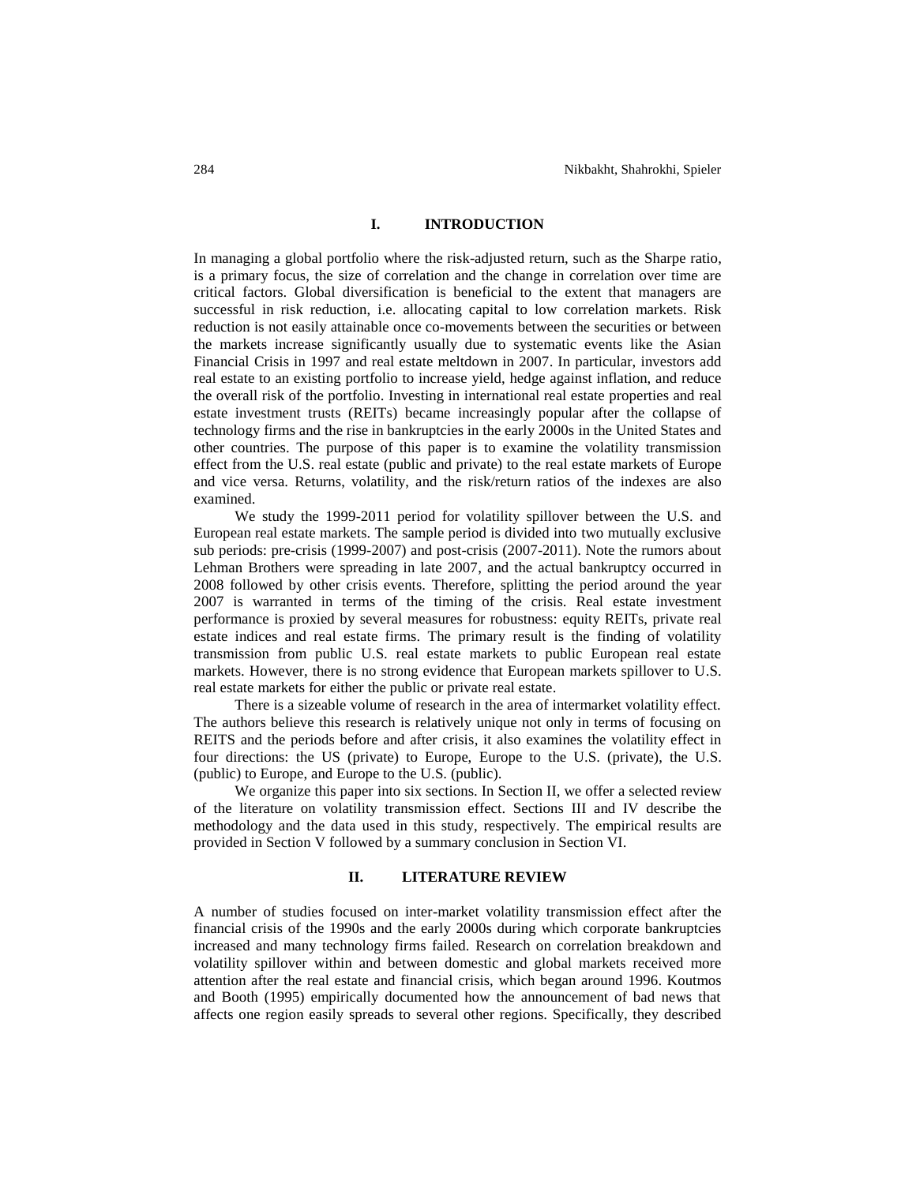## I. INTRODUCTION

In managing a global portfolio where the risk-adjusted return, such as the Sharpe ratio, is a primary focus, the size of correlation and the change in correlation over time are critical factors. Global diversification is beneficial to the extent that managers are successful in risk reduction, i.e. allocating capital to low correlation markets. Risk reduction is not easily attainable once co-movements between the securities or between the markets increase significantly usually due to systematic events like the Asian Financial Crisis in 1997 and real estate meltdown in 2007. In particular, investors add real estate to an existing portfolio to increase yield, hedge against inflation, and reduce the overall risk of the portfolio. Investing in international real estate properties and real estate investment trusts (REITs) became increasingly popular after the collapse of technology firms and the rise in bankruptcies in the early 2000s in the United States and other countries. The purpose of this paper is to examine the volatility transmission effect from the U.S. real estate (public and private) to the real estate markets of Europe and vice versa. Returns, volatility, and the risk/return ratios of the indexes are also examined.

We study the 1999-2011 period for volatility spillover between the U.S. and European real estate markets. The sample period is divided into two mutually exclusive sub periods: pre-crisis (1999-2007) and post-crisis (2007-2011). Note the rumors about Lehman Brothers were spreading in late 2007, and the actual bankruptcy occurred in 2008 followed by other crisis events. Therefore, splitting the period around the year 2007 is warranted in terms of the timing of the crisis. Real estate investment performance is proxied by several measures for robustness: equity REITs, private real estate indices and real estate firms. The primary result is the finding of volatility transmission from public U.S. real estate markets to public European real estate markets. However, there is no strong evidence that European markets spillover to U.S. real estate markets for either the public or private real estate.

There is a sizeable volume of research in the area of intermarket volatility effect. The authors believe this research is relatively unique not only in terms of focusing on REITS and the periods before and after crisis, it also examines the volatility effect in four directions: the US (private) to Europe, Europe to the U.S. (private), the U.S. (public) to Europe, and Europe to the U.S. (public).

We organize this paper into six sections. In Section II, we offer a selected review of the literature on volatility transmission effect. Sections III and IV describe the methodology and the data used in this study, respectively. The empirical results are provided in Section V followed by a summary conclusion in Section VI.

## II. LITERATURE REVIEW

A number of studies focused on inter-market volatility transmission effect after the financial crisis of the 1990s and the early 2000s during which corporate bankruptcies increased and many technology firms failed. Research on correlation breakdown and volatility spillover within and between domestic and global markets received more attention after the real estate and financial crisis, which began around 1996. Koutmos and Booth (1995) empirically documented how the announcement of bad news that affects one region easily spreads to several other regions. Specifically, they described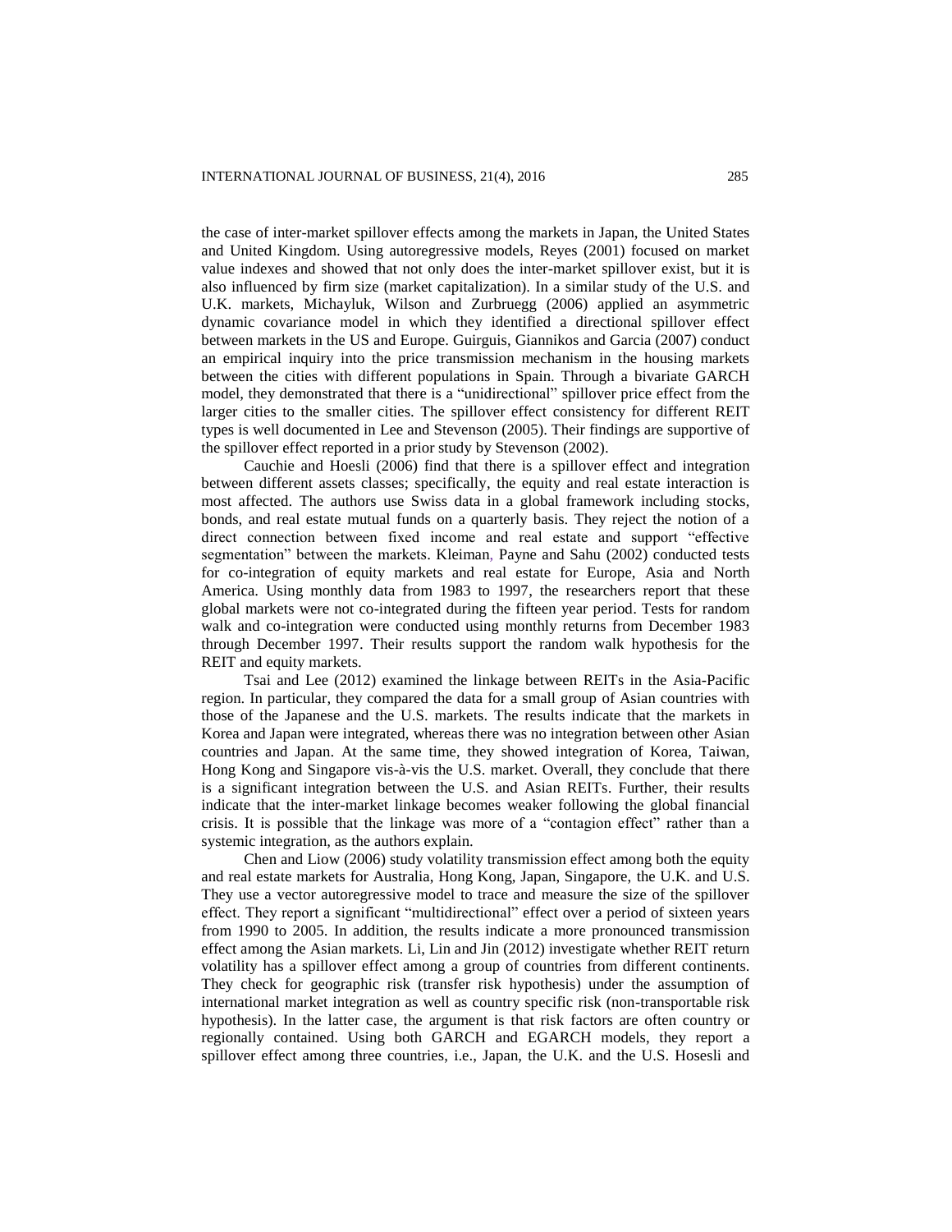the case of inter-market spillover effects among the markets in Japan, the United States and United Kingdom. Using autoregressive models, Reyes (2001) focused on market value indexes and showed that not only does the inter-market spillover exist, but it is also influenced by firm size (market capitalization). In a similar study of the U.S. and U.K. markets, Michayluk, Wilson and Zurbruegg (2006) applied an asymmetric dynamic covariance model in which they identified a directional spillover effect between markets in the US and Europe. Guirguis, Giannikos and Garcia (2007) conduct an empirical inquiry into the price transmission mechanism in the housing markets between the cities with different populations in Spain. Through a bivariate GARCH model, they demonstrated that there is a "unidirectional" spillover price effect from the larger cities to the smaller cities. The spillover effect consistency for different REIT types is well documented in Lee and Stevenson (2005). Their findings are supportive of the spillover effect reported in a prior study by Stevenson (2002).

Cauchie and Hoesli (2006) find that there is a spillover effect and integration between different assets classes; specifically, the equity and real estate interaction is most affected. The authors use Swiss data in a global framework including stocks, bonds, and real estate mutual funds on a quarterly basis. They reject the notion of a direct connection between fixed income and real estate and support "effective segmentation" between the markets. Kleiman, Payne and Sahu (2002) conducted tests for co-integration of equity markets and real estate for Europe, Asia and North America. Using monthly data from 1983 to 1997, the researchers report that these global markets were not co-integrated during the fifteen year period. Tests for random walk and co-integration were conducted using monthly returns from December 1983 through December 1997. Their results support the random walk hypothesis for the REIT and equity markets.

Tsai and Lee (2012) examined the linkage between REITs in the Asia-Pacific region. In particular, they compared the data for a small group of Asian countries with those of the Japanese and the U.S. markets. The results indicate that the markets in Korea and Japan were integrated, whereas there was no integration between other Asian countries and Japan. At the same time, they showed integration of Korea, Taiwan, Hong Kong and Singapore vis-à-vis the U.S. market. Overall, they conclude that there is a significant integration between the U.S. and Asian REITs. Further, their results indicate that the inter-market linkage becomes weaker following the global financial crisis. It is possible that the linkage was more of a "contagion effect" rather than a systemic integration, as the authors explain.

Chen and Liow (2006) study volatility transmission effect among both the equity and real estate markets for Australia, Hong Kong, Japan, Singapore, the U.K. and U.S. They use a vector autoregressive model to trace and measure the size of the spillover effect. They report a significant "multidirectional" effect over a period of sixteen years from 1990 to 2005. In addition, the results indicate a more pronounced transmission effect among the Asian markets. Li, Lin and Jin (2012) investigate whether REIT return volatility has a spillover effect among a group of countries from different continents. They check for geographic risk (transfer risk hypothesis) under the assumption of international market integration as well as country specific risk (non-transportable risk hypothesis). In the latter case, the argument is that risk factors are often country or regionally contained. Using both GARCH and EGARCH models, they report a spillover effect among three countries, i.e., Japan, the U.K. and the U.S. Hosesli and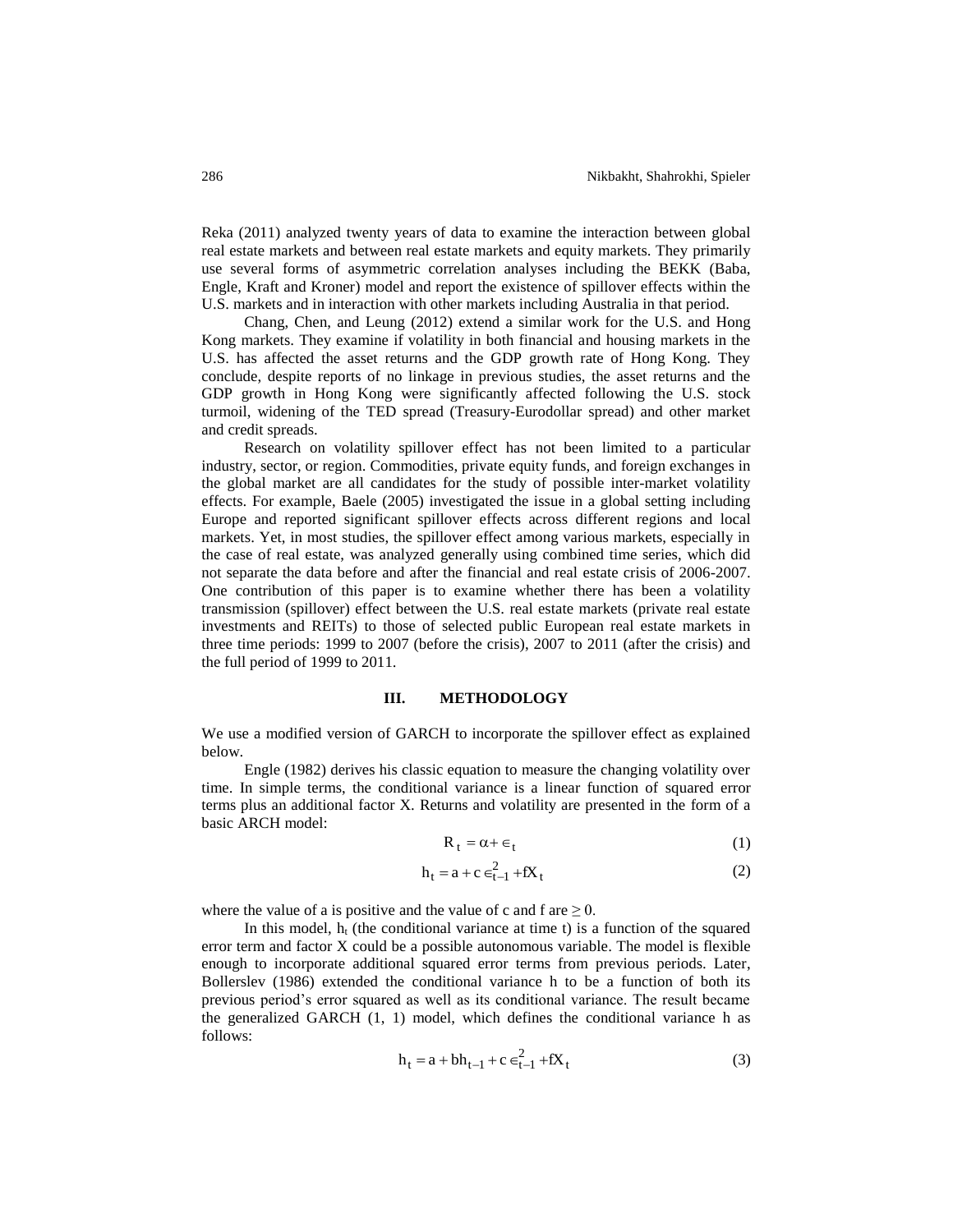Reka (2011) analyzed twenty years of data to examine the interaction between global real estate markets and between real estate markets and equity markets. They primarily use several forms of asymmetric correlation analyses including the BEKK (Baba, Engle, Kraft and Kroner) model and report the existence of spillover effects within the U.S. markets and in interaction with other markets including Australia in that period.

Chang, Chen, and Leung (2012) extend a similar work for the U.S. and Hong Kong markets. They examine if volatility in both financial and housing markets in the U.S. has affected the asset returns and the GDP growth rate of Hong Kong. They conclude, despite reports of no linkage in previous studies, the asset returns and the GDP growth in Hong Kong were significantly affected following the U.S. stock turmoil, widening of the TED spread (Treasury-Eurodollar spread) and other market and credit spreads.

Research on volatility spillover effect has not been limited to a particular industry, sector, or region. Commodities, private equity funds, and foreign exchanges in the global market are all candidates for the study of possible inter-market volatility effects. For example, Baele (2005) investigated the issue in a global setting including Europe and reported significant spillover effects across different regions and local markets. Yet, in most studies, the spillover effect among various markets, especially in the case of real estate, was analyzed generally using combined time series, which did not separate the data before and after the financial and real estate crisis of 2006-2007. One contribution of this paper is to examine whether there has been a volatility transmission (spillover) effect between the U.S. real estate markets (private real estate investments and REITs) to those of selected public European real estate markets in three time periods: 1999 to 2007 (before the crisis), 2007 to 2011 (after the crisis) and the full period of 1999 to 2011.

## III. METHODOLOGY

We use a modified version of GARCH to incorporate the spillover effect as explained below.

Engle (1982) derives his classic equation to measure the changing volatility over time. In simple terms, the conditional variance is a linear function of squared error terms plus an additional factor X. Returns and volatility are presented in the form of a basic ARCH model:

$$R_t = \alpha + \epsilon_t \tag{1}$$

$$h_t = a + c\epsilon_{t-1}^2 + fX_t \tag{2}$$

where the value of a is positive and the value of c and f are $\geq 0$.

In this model, $h_t$ (the conditional variance at time t) is a function of the squared error term and factor X could be a possible autonomous variable. The model is flexible enough to incorporate additional squared error terms from previous periods. Later, Bollerslev (1986) extended the conditional variance h to be a function of both its previous period's error squared as well as its conditional variance. The result became the generalized GARCH (1, 1) model, which defines the conditional variance h as follows:

$$h_t = a + bh_{t-1} + c\epsilon_{t-1}^2 + fX_t \tag{3}$$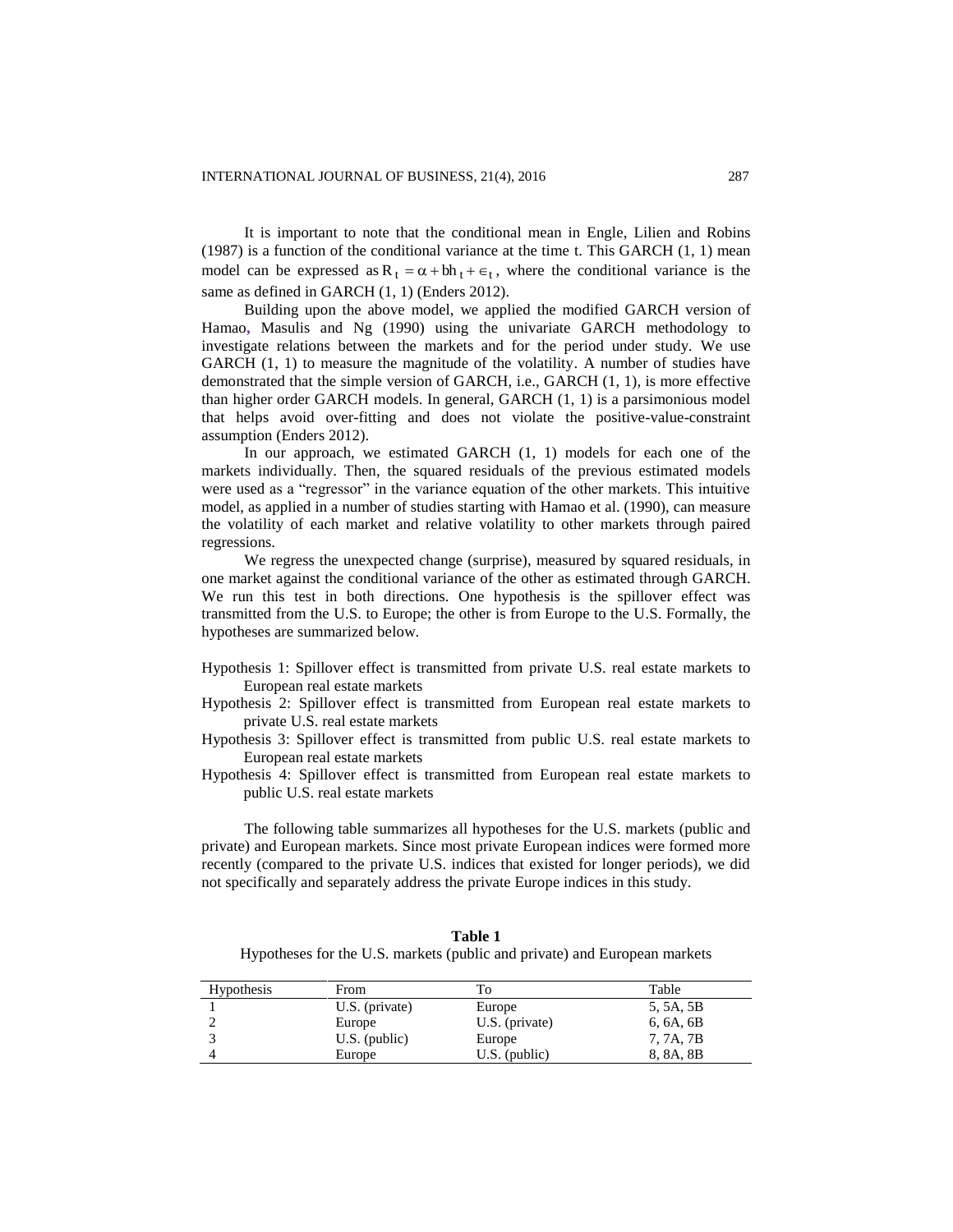It is important to note that the conditional mean in Engle, Lilien and Robins (1987) is a function of the conditional variance at the time t. This GARCH (1, 1) mean model can be expressed as $R_t = \alpha + bh_t + \epsilon_t$, where the conditional variance is the same as defined in GARCH (1, 1) (Enders 2012).

Building upon the above model, we applied the modified GARCH version of Hamao, Masulis and Ng (1990) using the univariate GARCH methodology to investigate relations between the markets and for the period under study. We use GARCH (1, 1) to measure the magnitude of the volatility. A number of studies have demonstrated that the simple version of GARCH, i.e., GARCH (1, 1), is more effective than higher order GARCH models. In general, GARCH (1, 1) is a parsimonious model that helps avoid over-fitting and does not violate the positive-value-constraint assumption (Enders 2012).

In our approach, we estimated GARCH (1, 1) models for each one of the markets individually. Then, the squared residuals of the previous estimated models were used as a "regressor" in the variance equation of the other markets. This intuitive model, as applied in a number of studies starting with Hamao et al. (1990), can measure the volatility of each market and relative volatility to other markets through paired regressions.

We regress the unexpected change (surprise), measured by squared residuals, in one market against the conditional variance of the other as estimated through GARCH. We run this test in both directions. One hypothesis is the spillover effect was transmitted from the U.S. to Europe; the other is from Europe to the U.S. Formally, the hypotheses are summarized below.

Hypothesis 1: Spillover effect is transmitted from private U.S. real estate markets to European real estate markets

Hypothesis 2: Spillover effect is transmitted from European real estate markets to private U.S. real estate markets

Hypothesis 3: Spillover effect is transmitted from public U.S. real estate markets to European real estate markets

Hypothesis 4: Spillover effect is transmitted from European real estate markets to public U.S. real estate markets

The following table summarizes all hypotheses for the U.S. markets (public and private) and European markets. Since most private European indices were formed more recently (compared to the private U.S. indices that existed for longer periods), we did not specifically and separately address the private Europe indices in this study.

**Table 1**
Hypotheses for the U.S. markets (public and private) and European markets

| Hypothesis | From | To | Table |
|---|---|---|---|
| 1 | U.S. (private) | Europe | 5, 5A, 5B |
| 2 | Europe | U.S. (private) | 6, 6A, 6B |
| 3 | U.S. (public) | Europe | 7, 7A, 7B |
| 4 | Europe | U.S. (public) | 8, 8A, 8B |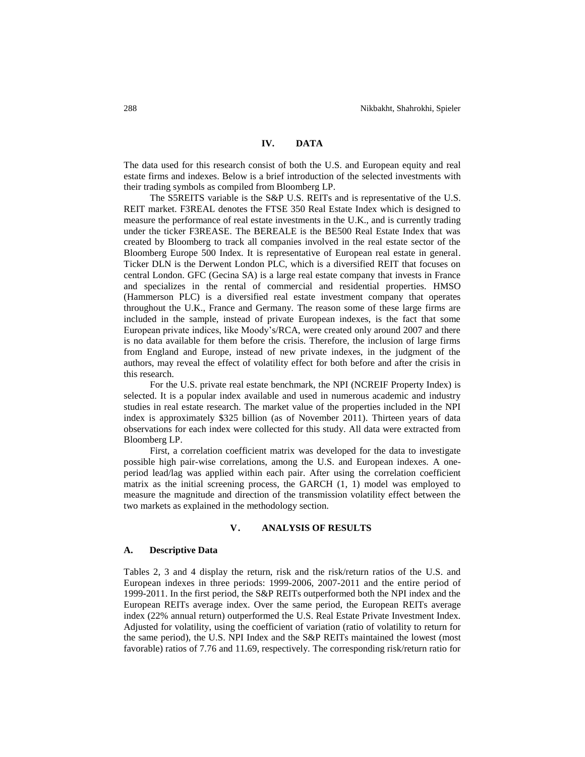## IV. DATA

The data used for this research consist of both the U.S. and European equity and real estate firms and indexes. Below is a brief introduction of the selected investments with their trading symbols as compiled from Bloomberg LP.

The S5REITS variable is the S&P U.S. REITs and is representative of the U.S. REIT market. F3REAL denotes the FTSE 350 Real Estate Index which is designed to measure the performance of real estate investments in the U.K., and is currently trading under the ticker F3REASE. The BEREALE is the BE500 Real Estate Index that was created by Bloomberg to track all companies involved in the real estate sector of the Bloomberg Europe 500 Index. It is representative of European real estate in general. Ticker DLN is the Derwent London PLC, which is a diversified REIT that focuses on central London. GFC (Gecina SA) is a large real estate company that invests in France and specializes in the rental of commercial and residential properties. HMSO (Hammerson PLC) is a diversified real estate investment company that operates throughout the U.K., France and Germany. The reason some of these large firms are included in the sample, instead of private European indexes, is the fact that some European private indices, like Moody's/RCA, were created only around 2007 and there is no data available for them before the crisis. Therefore, the inclusion of large firms from England and Europe, instead of new private indexes, in the judgment of the authors, may reveal the effect of volatility effect for both before and after the crisis in this research.

For the U.S. private real estate benchmark, the NPI (NCREIF Property Index) is selected. It is a popular index available and used in numerous academic and industry studies in real estate research. The market value of the properties included in the NPI index is approximately $325 billion (as of November 2011). Thirteen years of data observations for each index were collected for this study. All data were extracted from Bloomberg LP.

First, a correlation coefficient matrix was developed for the data to investigate possible high pair-wise correlations, among the U.S. and European indexes. A one-period lead/lag was applied within each pair. After using the correlation coefficient matrix as the initial screening process, the GARCH (1, 1) model was employed to measure the magnitude and direction of the transmission volatility effect between the two markets as explained in the methodology section.

## V. ANALYSIS OF RESULTS

### A. Descriptive Data

Tables 2, 3 and 4 display the return, risk and the risk/return ratios of the U.S. and European indexes in three periods: 1999-2006, 2007-2011 and the entire period of 1999-2011. In the first period, the S&P REITs outperformed both the NPI index and the European REITs average index. Over the same period, the European REITs average index (22% annual return) outperformed the U.S. Real Estate Private Investment Index. Adjusted for volatility, using the coefficient of variation (ratio of volatility to return for the same period), the U.S. NPI Index and the S&P REITs maintained the lowest (most favorable) ratios of 7.76 and 11.69, respectively. The corresponding risk/return ratio for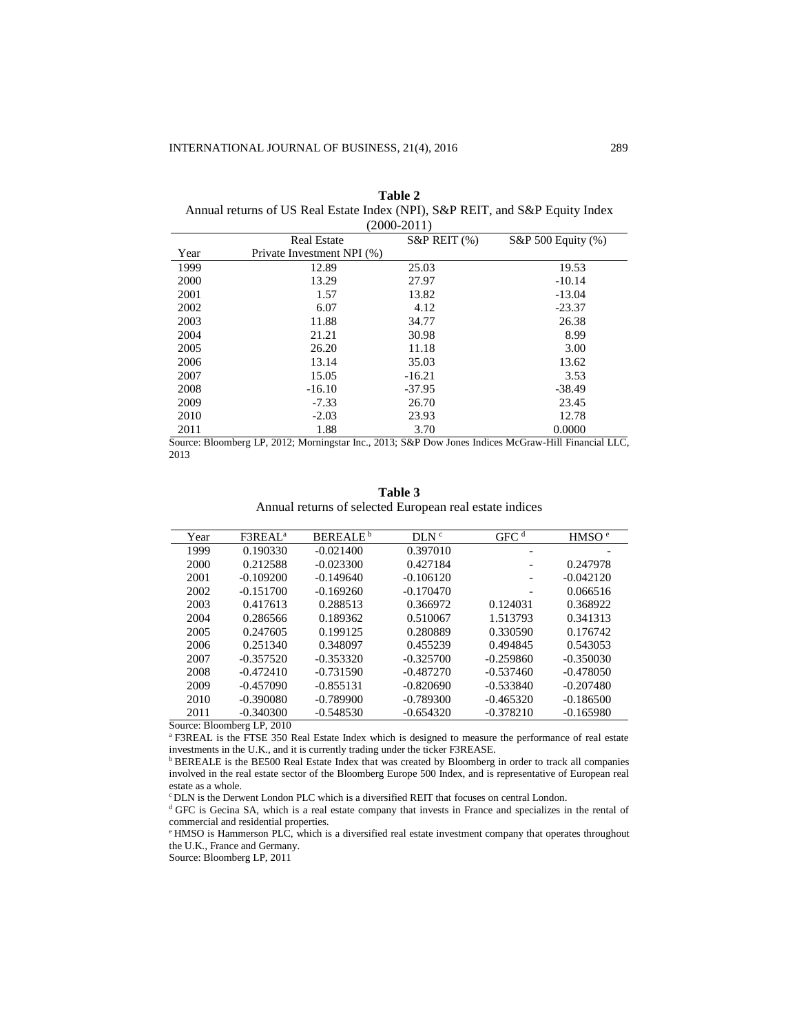**Table 2**

Annual returns of US Real Estate Index (NPI), S&P REIT, and S&P Equity Index (2000-2011)

| Year | Real Estate Private Investment NPI (%) | S&P REIT (%) | S&P 500 Equity (%) |
|---|---|---|---|
| 1999 | 12.89 | 25.03 | 19.53 |
| 2000 | 13.29 | 27.97 | -10.14 |
| 2001 | 1.57 | 13.82 | -13.04 |
| 2002 | 6.07 | 4.12 | -23.37 |
| 2003 | 11.88 | 34.77 | 26.38 |
| 2004 | 21.21 | 30.98 | 8.99 |
| 2005 | 26.20 | 11.18 | 3.00 |
| 2006 | 13.14 | 35.03 | 13.62 |
| 2007 | 15.05 | -16.21 | 3.53 |
| 2008 | -16.10 | -37.95 | -38.49 |
| 2009 | -7.33 | 26.70 | 23.45 |
| 2010 | -2.03 | 23.93 | 12.78 |
| 2011 | 1.88 | 3.70 | 0.0000 |

Source: Bloomberg LP, 2012; Morningstar Inc., 2013; S&P Dow Jones Indices McGraw-Hill Financial LLC, 2013

**Table 3**

Annual returns of selected European real estate indices

| Year | F3REAL[a] | BEREALE[b] | DLN[c] | GFC[d] | HMSO[e] |
|---|---|---|---|---|---|
| 1999 | 0.190330 | -0.021400 | 0.397010 | - | - |
| 2000 | 0.212588 | -0.023300 | 0.427184 | - | 0.247978 |
| 2001 | -0.109200 | -0.149640 | -0.106120 | - | -0.042120 |
| 2002 | -0.151700 | -0.169260 | -0.170470 | - | 0.066516 |
| 2003 | 0.417613 | 0.288513 | 0.366972 | 0.124031 | 0.368922 |
| 2004 | 0.286566 | 0.189362 | 0.510067 | 1.513793 | 0.341313 |
| 2005 | 0.247605 | 0.199125 | 0.280889 | 0.330590 | 0.176742 |
| 2006 | 0.251340 | 0.348097 | 0.455239 | 0.494845 | 0.543053 |
| 2007 | -0.357520 | -0.353320 | -0.325700 | -0.259860 | -0.350030 |
| 2008 | -0.472410 | -0.731590 | -0.487270 | -0.537460 | -0.478050 |
| 2009 | -0.457090 | -0.855131 | -0.820690 | -0.533840 | -0.207480 |
| 2010 | -0.390080 | -0.789900 | -0.789300 | -0.465320 | -0.186500 |
| 2011 | -0.340300 | -0.548530 | -0.654320 | -0.378210 | -0.165980 |

Source: Bloomberg LP, 2010

[a] F3REAL is the FTSE 350 Real Estate Index which is designed to measure the performance of real estate investments in the U.K., and it is currently trading under the ticker F3REASE.

[b] BEREALE is the BE500 Real Estate Index that was created by Bloomberg in order to track all companies involved in the real estate sector of the Bloomberg Europe 500 Index, and is representative of European real estate as a whole.

[c] DLN is the Derwent London PLC which is a diversified REIT that focuses on central London.

[d] GFC is Gecina SA, which is a real estate company that invests in France and specializes in the rental of commercial and residential properties.

[e] HMSO is Hammerson PLC, which is a diversified real estate investment company that operates throughout the U.K., France and Germany.

Source: Bloomberg LP, 2011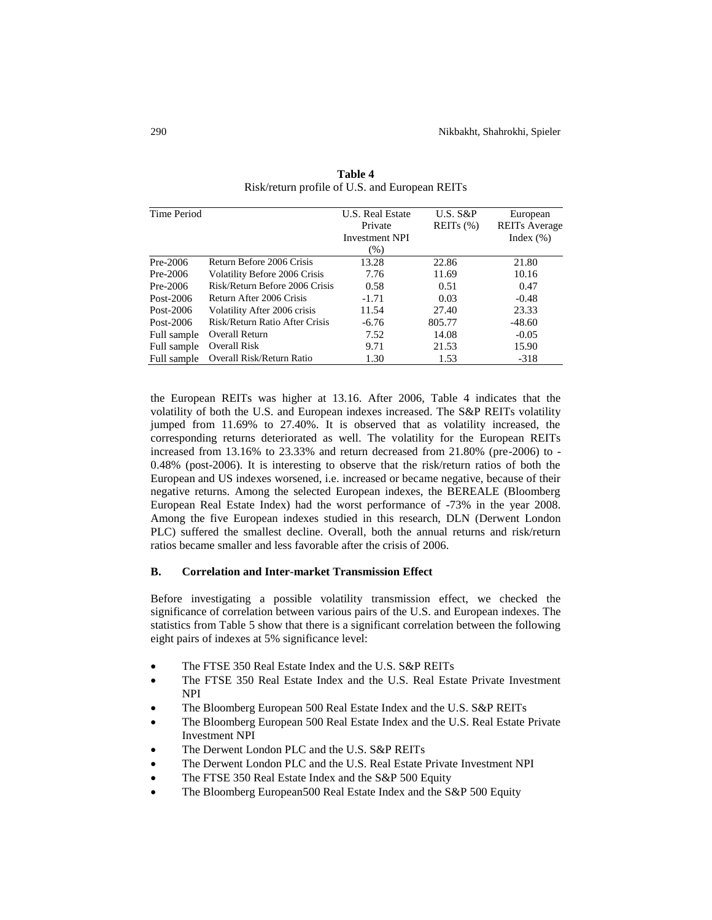**Table 4**
Risk/return profile of U.S. and European REITs

| Time Period | | U.S. Real Estate Private Investment NPI (%) | U.S. S&P REITs (%) | European REITs Average Index (%) |
|---|---|---|---|---|
| Pre-2006 | Return Before 2006 Crisis | 13.28 | 22.86 | 21.80 |
| Pre-2006 | Volatility Before 2006 Crisis | 7.76 | 11.69 | 10.16 |
| Pre-2006 | Risk/Return Before 2006 Crisis | 0.58 | 0.51 | 0.47 |
| Post-2006 | Return After 2006 Crisis | -1.71 | 0.03 | -0.48 |
| Post-2006 | Volatility After 2006 crisis | 11.54 | 27.40 | 23.33 |
| Post-2006 | Risk/Return Ratio After Crisis | -6.76 | 805.77 | -48.60 |
| Full sample | Overall Return | 7.52 | 14.08 | -0.05 |
| Full sample | Overall Risk | 9.71 | 21.53 | 15.90 |
| Full sample | Overall Risk/Return Ratio | 1.30 | 1.53 | -318 |

the European REITs was higher at 13.16. After 2006, Table 4 indicates that the volatility of both the U.S. and European indexes increased. The S&P REITs volatility jumped from 11.69% to 27.40%. It is observed that as volatility increased, the corresponding returns deteriorated as well. The volatility for the European REITs increased from 13.16% to 23.33% and return decreased from 21.80% (pre-2006) to -0.48% (post-2006). It is interesting to observe that the risk/return ratios of both the European and US indexes worsened, i.e. increased or became negative, because of their negative returns. Among the selected European indexes, the BEREALE (Bloomberg European Real Estate Index) had the worst performance of -73% in the year 2008. Among the five European indexes studied in this research, DLN (Derwent London PLC) suffered the smallest decline. Overall, both the annual returns and risk/return ratios became smaller and less favorable after the crisis of 2006.

### B. Correlation and Inter-market Transmission Effect

Before investigating a possible volatility transmission effect, we checked the significance of correlation between various pairs of the U.S. and European indexes. The statistics from Table 5 show that there is a significant correlation between the following eight pairs of indexes at 5% significance level:

- The FTSE 350 Real Estate Index and the U.S. S&P REITs
- The FTSE 350 Real Estate Index and the U.S. Real Estate Private Investment NPI
- The Bloomberg European 500 Real Estate Index and the U.S. S&P REITs
- The Bloomberg European 500 Real Estate Index and the U.S. Real Estate Private Investment NPI
- The Derwent London PLC and the U.S. S&P REITs
- The Derwent London PLC and the U.S. Real Estate Private Investment NPI
- The FTSE 350 Real Estate Index and the S&P 500 Equity
- The Bloomberg European500 Real Estate Index and the S&P 500 Equity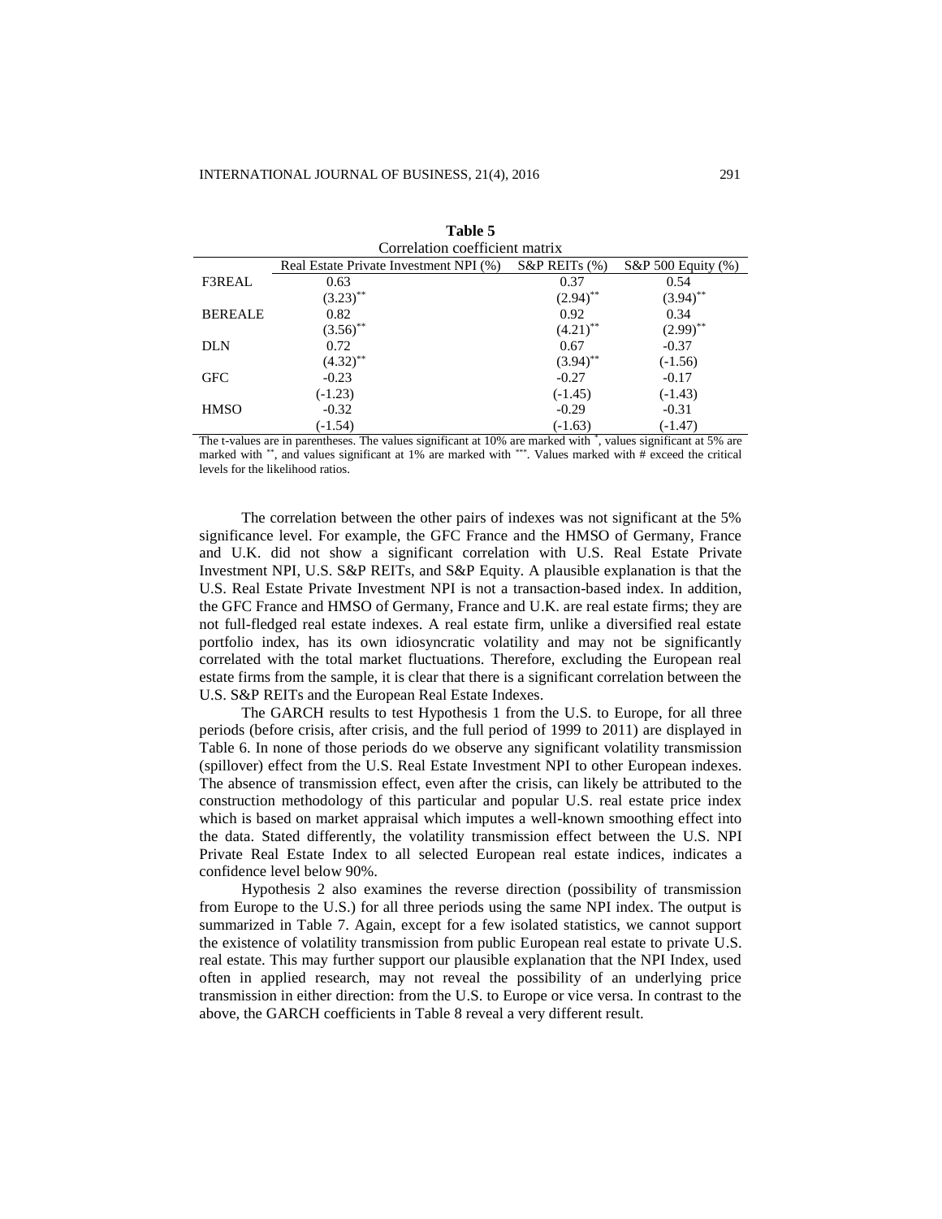**Table 5**
Correlation coefficient matrix

| | Real Estate Private Investment NPI (%) | S&P REITs (%) | S&P 500 Equity (%) |
|---|---|---|---|
| F3REAL | 0.63 | 0.37 | 0.54 |
| | (3.23)** | (2.94)** | (3.94)** |
| BEREALE | 0.82 | 0.92 | 0.34 |
| | (3.56)** | (4.21)** | (2.99)** |
| DLN | 0.72 | 0.67 | -0.37 |
| | (4.32)** | (3.94)** | (-1.56) |
| GFC | -0.23 | -0.27 | -0.17 |
| | (-1.23) | (-1.45) | (-1.43) |
| HMSO | -0.32 | -0.29 | -0.31 |
| | (-1.54) | (-1.63) | (-1.47) |

The t-values are in parentheses. The values significant at 10% are marked with *, values significant at 5% are marked with **, and values significant at 1% are marked with ***. Values marked with # exceed the critical levels for the likelihood ratios.

The correlation between the other pairs of indexes was not significant at the 5% significance level. For example, the GFC France and the HMSO of Germany, France and U.K. did not show a significant correlation with U.S. Real Estate Private Investment NPI, U.S. S&P REITs, and S&P Equity. A plausible explanation is that the U.S. Real Estate Private Investment NPI is not a transaction-based index. In addition, the GFC France and HMSO of Germany, France and U.K. are real estate firms; they are not full-fledged real estate indexes. A real estate firm, unlike a diversified real estate portfolio index, has its own idiosyncratic volatility and may not be significantly correlated with the total market fluctuations. Therefore, excluding the European real estate firms from the sample, it is clear that there is a significant correlation between the U.S. S&P REITs and the European Real Estate Indexes.

The GARCH results to test Hypothesis 1 from the U.S. to Europe, for all three periods (before crisis, after crisis, and the full period of 1999 to 2011) are displayed in Table 6. In none of those periods do we observe any significant volatility transmission (spillover) effect from the U.S. Real Estate Investment NPI to other European indexes. The absence of transmission effect, even after the crisis, can likely be attributed to the construction methodology of this particular and popular U.S. real estate price index which is based on market appraisal which imputes a well-known smoothing effect into the data. Stated differently, the volatility transmission effect between the U.S. NPI Private Real Estate Index to all selected European real estate indices, indicates a confidence level below 90%.

Hypothesis 2 also examines the reverse direction (possibility of transmission from Europe to the U.S.) for all three periods using the same NPI index. The output is summarized in Table 7. Again, except for a few isolated statistics, we cannot support the existence of volatility transmission from public European real estate to private U.S. real estate. This may further support our plausible explanation that the NPI Index, used often in applied research, may not reveal the possibility of an underlying price transmission in either direction: from the U.S. to Europe or vice versa. In contrast to the above, the GARCH coefficients in Table 8 reveal a very different result.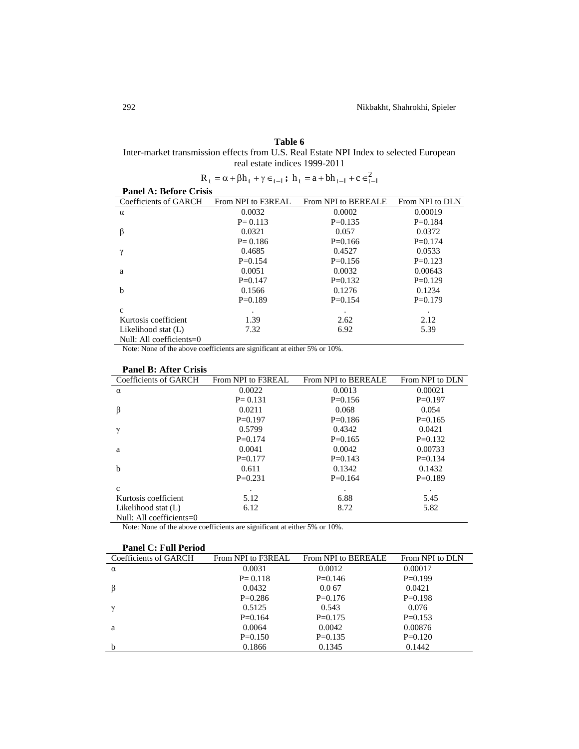**Table 6**

Inter-market transmission effects from U.S. Real Estate NPI Index to selected European real estate indices 1999-2011

$$R_t = \alpha + \beta h_t + \gamma \in_{t-1};\ h_t = a + bh_{t-1} + c \in_{t-1}^2$$

**Panel A: Before Crisis**

| Coefficients of GARCH | From NPI to F3REAL | From NPI to BEREALE | From NPI to DLN |
|---|---|---|---|
| α | 0.0032 | 0.0002 | 0.00019 |
| | P= 0.113 | P=0.135 | P=0.184 |
| β | 0.0321 | 0.057 | 0.0372 |
| | P= 0.186 | P=0.166 | P=0.174 |
| γ | 0.4685 | 0.4527 | 0.0533 |
| | P=0.154 | P=0.156 | P=0.123 |
| a | 0.0051 | 0.0032 | 0.00643 |
| | P=0.147 | P=0.132 | P=0.129 |
| b | 0.1566 | 0.1276 | 0.1234 |
| | P=0.189 | P=0.154 | P=0.179 |
| c | . | . | . |
| Kurtosis coefficient | 1.39 | 2.62 | 2.12 |
| Likelihood stat (L) | 7.32 | 6.92 | 5.39 |
| Null: All coefficients=0 | | | |

Note: None of the above coefficients are significant at either 5% or 10%.

**Panel B: After Crisis**

| Coefficients of GARCH | From NPI to F3REAL | From NPI to BEREALE | From NPI to DLN |
|---|---|---|---|
| α | 0.0022 | 0.0013 | 0.00021 |
| | P= 0.131 | P=0.156 | P=0.197 |
| β | 0.0211 | 0.068 | 0.054 |
| | P=0.197 | P=0.186 | P=0.165 |
| γ | 0.5799 | 0.4342 | 0.0421 |
| | P=0.174 | P=0.165 | P=0.132 |
| a | 0.0041 | 0.0042 | 0.00733 |
| | P=0.177 | P=0.143 | P=0.134 |
| b | 0.611 | 0.1342 | 0.1432 |
| | P=0.231 | P=0.164 | P=0.189 |
| c | . | . | . |
| Kurtosis coefficient | 5.12 | 6.88 | 5.45 |
| Likelihood stat (L) | 6.12 | 8.72 | 5.82 |
| Null: All coefficients=0 | | | |

Note: None of the above coefficients are significant at either 5% or 10%.

**Panel C: Full Period**

| Coefficients of GARCH | From NPI to F3REAL | From NPI to BEREALE | From NPI to DLN |
|---|---|---|---|
| α | 0.0031 | 0.0012 | 0.00017 |
| | P= 0.118 | P=0.146 | P=0.199 |
| β | 0.0432 | 0.0 67 | 0.0421 |
| | P=0.286 | P=0.176 | P=0.198 |
| γ | 0.5125 | 0.543 | 0.076 |
| | P=0.164 | P=0.175 | P=0.153 |
| a | 0.0064 | 0.0042 | 0.00876 |
| | P=0.150 | P=0.135 | P=0.120 |
| b | 0.1866 | 0.1345 | 0.1442 |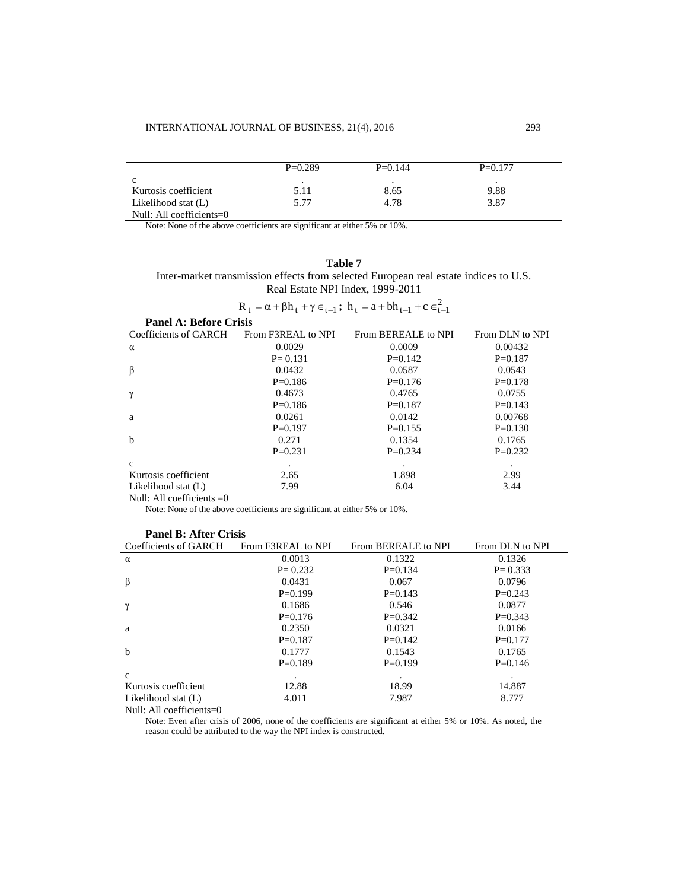| | | | |
|---|---|---|---|
| | P=0.289 | P=0.144 | P=0.177 |
| c | . | . | . |
| Kurtosis coefficient | 5.11 | 8.65 | 9.88 |
| Likelihood stat (L) | 5.77 | 4.78 | 3.87 |
| Null: All coefficients=0 | | | |

Note: None of the above coefficients are significant at either 5% or 10%.

**Table 7**

Inter-market transmission effects from selected European real estate indices to U.S. Real Estate NPI Index, 1999-2011

$$R_t = \alpha + \beta h_t + \gamma \in_{t-1};\ h_t = a + bh_{t-1} + c \in_{t-1}^2$$

**Panel A: Before Crisis**

| Coefficients of GARCH | From F3REAL to NPI | From BEREALE to NPI | From DLN to NPI |
|---|---|---|---|
| α | 0.0029 | 0.0009 | 0.00432 |
| | P= 0.131 | P=0.142 | P=0.187 |
| β | 0.0432 | 0.0587 | 0.0543 |
| | P=0.186 | P=0.176 | P=0.178 |
| γ | 0.4673 | 0.4765 | 0.0755 |
| | P=0.186 | P=0.187 | P=0.143 |
| a | 0.0261 | 0.0142 | 0.00768 |
| | P=0.197 | P=0.155 | P=0.130 |
| b | 0.271 | 0.1354 | 0.1765 |
| | P=0.231 | P=0.234 | P=0.232 |
| c | . | . | . |
| Kurtosis coefficient | 2.65 | 1.898 | 2.99 |
| Likelihood stat (L) | 7.99 | 6.04 | 3.44 |
| Null: All coefficients =0 | | | |

Note: None of the above coefficients are significant at either 5% or 10%.

**Panel B: After Crisis**

| Coefficients of GARCH | From F3REAL to NPI | From BEREALE to NPI | From DLN to NPI |
|---|---|---|---|
| α | 0.0013 | 0.1322 | 0.1326 |
| | P= 0.232 | P=0.134 | P= 0.333 |
| β | 0.0431 | 0.067 | 0.0796 |
| | P=0.199 | P=0.143 | P=0.243 |
| γ | 0.1686 | 0.546 | 0.0877 |
| | P=0.176 | P=0.342 | P=0.343 |
| a | 0.2350 | 0.0321 | 0.0166 |
| | P=0.187 | P=0.142 | P=0.177 |
| b | 0.1777 | 0.1543 | 0.1765 |
| | P=0.189 | P=0.199 | P=0.146 |
| c | . | . | . |
| Kurtosis coefficient | 12.88 | 18.99 | 14.887 |
| Likelihood stat (L) | 4.011 | 7.987 | 8.777 |
| Null: All coefficients=0 | | | |

Note: Even after crisis of 2006, none of the coefficients are significant at either 5% or 10%. As noted, the reason could be attributed to the way the NPI index is constructed.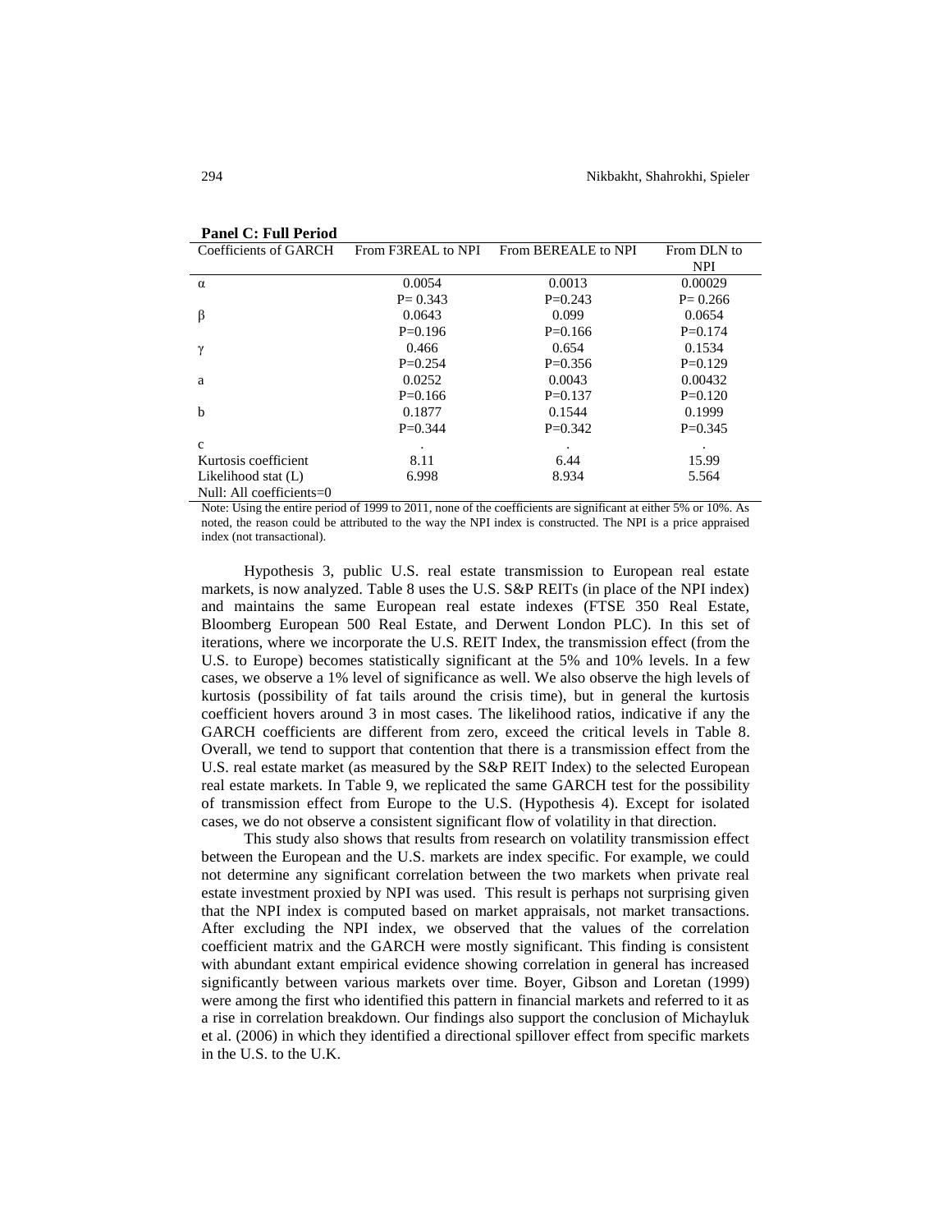**Panel C: Full Period**

| Coefficients of GARCH | From F3REAL to NPI | From BEREALE to NPI | From DLN to NPI |
|---|---|---|---|
| α | 0.0054 | 0.0013 | 0.00029 |
| | P= 0.343 | P=0.243 | P= 0.266 |
| β | 0.0643 | 0.099 | 0.0654 |
| | P=0.196 | P=0.166 | P=0.174 |
| γ | 0.466 | 0.654 | 0.1534 |
| | P=0.254 | P=0.356 | P=0.129 |
| a | 0.0252 | 0.0043 | 0.00432 |
| | P=0.166 | P=0.137 | P=0.120 |
| b | 0.1877 | 0.1544 | 0.1999 |
| | P=0.344 | P=0.342 | P=0.345 |
| c | . | . | . |
| Kurtosis coefficient | 8.11 | 6.44 | 15.99 |
| Likelihood stat (L) | 6.998 | 8.934 | 5.564 |
| Null: All coefficients=0 | | | |

Note: Using the entire period of 1999 to 2011, none of the coefficients are significant at either 5% or 10%. As noted, the reason could be attributed to the way the NPI index is constructed. The NPI is a price appraised index (not transactional).

Hypothesis 3, public U.S. real estate transmission to European real estate markets, is now analyzed. Table 8 uses the U.S. S&P REITs (in place of the NPI index) and maintains the same European real estate indexes (FTSE 350 Real Estate, Bloomberg European 500 Real Estate, and Derwent London PLC). In this set of iterations, where we incorporate the U.S. REIT Index, the transmission effect (from the U.S. to Europe) becomes statistically significant at the 5% and 10% levels. In a few cases, we observe a 1% level of significance as well. We also observe the high levels of kurtosis (possibility of fat tails around the crisis time), but in general the kurtosis coefficient hovers around 3 in most cases. The likelihood ratios, indicative if any the GARCH coefficients are different from zero, exceed the critical levels in Table 8. Overall, we tend to support that contention that there is a transmission effect from the U.S. real estate market (as measured by the S&P REIT Index) to the selected European real estate markets. In Table 9, we replicated the same GARCH test for the possibility of transmission effect from Europe to the U.S. (Hypothesis 4). Except for isolated cases, we do not observe a consistent significant flow of volatility in that direction.

This study also shows that results from research on volatility transmission effect between the European and the U.S. markets are index specific. For example, we could not determine any significant correlation between the two markets when private real estate investment proxied by NPI was used. This result is perhaps not surprising given that the NPI index is computed based on market appraisals, not market transactions. After excluding the NPI index, we observed that the values of the correlation coefficient matrix and the GARCH were mostly significant. This finding is consistent with abundant extant empirical evidence showing correlation in general has increased significantly between various markets over time. Boyer, Gibson and Loretan (1999) were among the first who identified this pattern in financial markets and referred to it as a rise in correlation breakdown. Our findings also support the conclusion of Michayluk et al. (2006) in which they identified a directional spillover effect from specific markets in the U.S. to the U.K.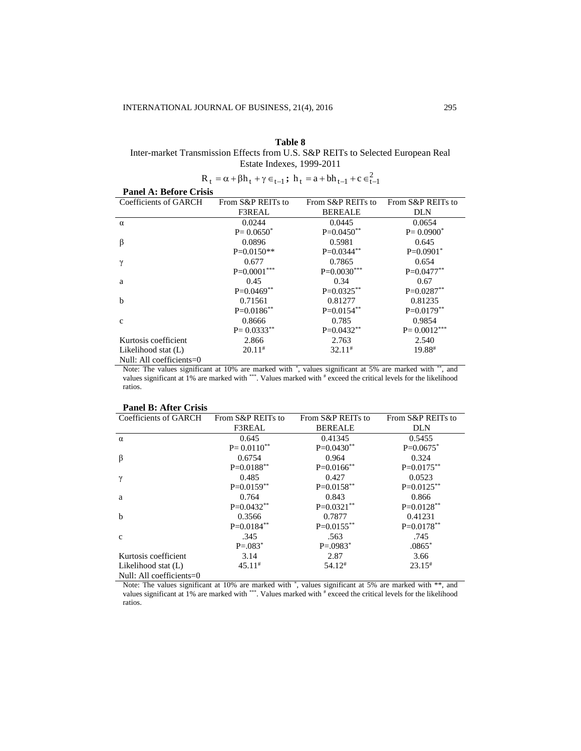**Table 8**

Inter-market Transmission Effects from U.S. S&P REITs to Selected European Real Estate Indexes, 1999-2011

$$R_t = \alpha + \beta h_t + \gamma \epsilon_{t-1} \text{;} \ h_t = a + b h_{t-1} + c \epsilon_{t-1}^2$$

**Panel A: Before Crisis**

| Coefficients of GARCH | From S&P REITs to F3REAL | From S&P REITs to BEREALE | From S&P REITs to DLN |
|---|---|---|---|
| α | 0.0244 | 0.0445 | 0.0654 |
| | P= 0.0650* | P=0.0450** | P= 0.0900* |
| β | 0.0896 | 0.5981 | 0.645 |
| | P=0.0150** | P=0.0344** | P=0.0901* |
| γ | 0.677 | 0.7865 | 0.654 |
| | P=0.0001*** | P=0.0030*** | P=0.0477** |
| a | 0.45 | 0.34 | 0.67 |
| | P=0.0469** | P=0.0325** | P=0.0287** |
| b | 0.71561 | 0.81277 | 0.81235 |
| | P=0.0186** | P=0.0154** | P=0.0179** |
| c | 0.8666 | 0.785 | 0.9854 |
| | P= 0.0333** | P=0.0432** | P= 0.0012*** |
| Kurtosis coefficient | 2.866 | 2.763 | 2.540 |
| Likelihood stat (L) | 20.11# | 32.11# | 19.88# |
| Null: All coefficients=0 | | | |

Note: The values significant at 10% are marked with *, values significant at 5% are marked with **, and values significant at 1% are marked with ***. Values marked with # exceed the critical levels for the likelihood ratios.

**Panel B: After Crisis**

| Coefficients of GARCH | From S&P REITs to F3REAL | From S&P REITs to BEREALE | From S&P REITs to DLN |
|---|---|---|---|
| α | 0.645 | 0.41345 | 0.5455 |
| | P= 0.0110** | P=0.0430** | P=0.0675* |
| β | 0.6754 | 0.964 | 0.324 |
| | P=0.0188** | P=0.0166** | P=0.0175** |
| γ | 0.485 | 0.427 | 0.0523 |
| | P=0.0159** | P=0.0158** | P=0.0125** |
| a | 0.764 | 0.843 | 0.866 |
| | P=0.0432** | P=0.0321** | P=0.0128** |
| b | 0.3566 | 0.7877 | 0.41231 |
| | P=0.0184** | P=0.0155** | P=0.0178** |
| c | .345 | .563 | .745 |
| | P=.083* | P=.0983* | .0865* |
| Kurtosis coefficient | 3.14 | 2.87 | 3.66 |
| Likelihood stat (L) | 45.11# | 54.12# | 23.15# |
| Null: All coefficients=0 | | | |

Note: The values significant at 10% are marked with *, values significant at 5% are marked with **, and values significant at 1% are marked with ***. Values marked with # exceed the critical levels for the likelihood ratios.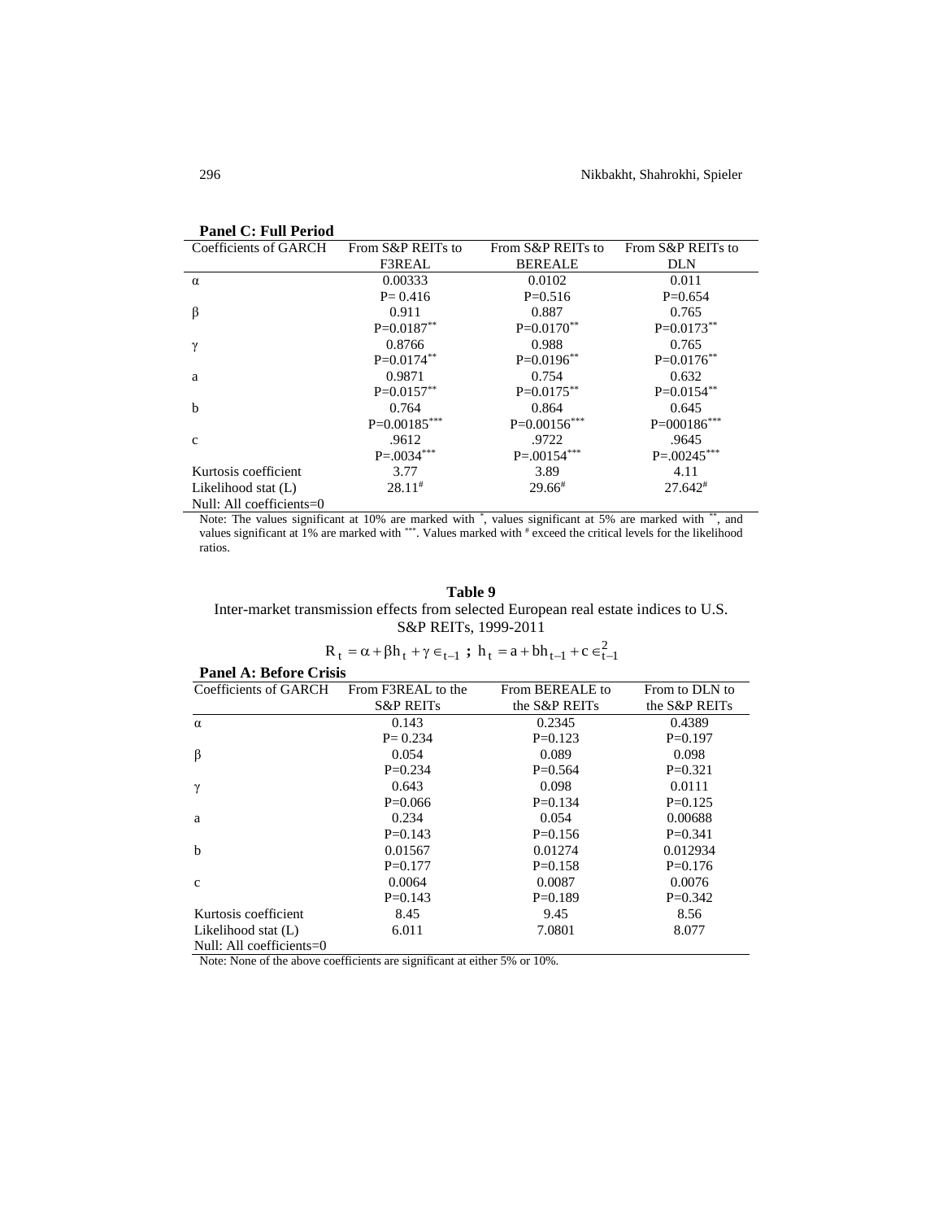**Panel C: Full Period**

| Coefficients of GARCH | From S&P REITs to F3REAL | From S&P REITs to BEREALE | From S&P REITs to DLN |
|---|---|---|---|
| α | 0.00333 | 0.0102 | 0.011 |
| | P= 0.416 | P=0.516 | P=0.654 |
| β | 0.911 | 0.887 | 0.765 |
| | P=0.0187** | P=0.0170** | P=0.0173** |
| γ | 0.8766 | 0.988 | 0.765 |
| | P=0.0174** | P=0.0196** | P=0.0176** |
| a | 0.9871 | 0.754 | 0.632 |
| | P=0.0157** | P=0.0175** | P=0.0154** |
| b | 0.764 | 0.864 | 0.645 |
| | P=0.00185*** | P=0.00156*** | P=000186*** |
| c | .9612 | .9722 | .9645 |
| | P=.0034*** | P=.00154*** | P=.00245*** |
| Kurtosis coefficient | 3.77 | 3.89 | 4.11 |
| Likelihood stat (L) | 28.11# | 29.66# | 27.642# |
| Null: All coefficients=0 | | | |

Note: The values significant at 10% are marked with *, values significant at 5% are marked with **, and values significant at 1% are marked with ***. Values marked with # exceed the critical levels for the likelihood ratios.

**Table 9**

Inter-market transmission effects from selected European real estate indices to U.S. S&P REITs, 1999-2011

$$R_t = \alpha + \beta h_t + \gamma \in_{t-1} \ ; \ h_t = a + bh_{t-1} + c \in_{t-1}^2$$

**Panel A: Before Crisis**

| Coefficients of GARCH | From F3REAL to the S&P REITs | From BEREALE to the S&P REITs | From to DLN to the S&P REITs |
|---|---|---|---|
| α | 0.143 | 0.2345 | 0.4389 |
| | P= 0.234 | P=0.123 | P=0.197 |
| β | 0.054 | 0.089 | 0.098 |
| | P=0.234 | P=0.564 | P=0.321 |
| γ | 0.643 | 0.098 | 0.0111 |
| | P=0.066 | P=0.134 | P=0.125 |
| a | 0.234 | 0.054 | 0.00688 |
| | P=0.143 | P=0.156 | P=0.341 |
| b | 0.01567 | 0.01274 | 0.012934 |
| | P=0.177 | P=0.158 | P=0.176 |
| c | 0.0064 | 0.0087 | 0.0076 |
| | P=0.143 | P=0.189 | P=0.342 |
| Kurtosis coefficient | 8.45 | 9.45 | 8.56 |
| Likelihood stat (L) | 6.011 | 7.0801 | 8.077 |
| Null: All coefficients=0 | | | |

Note: None of the above coefficients are significant at either 5% or 10%.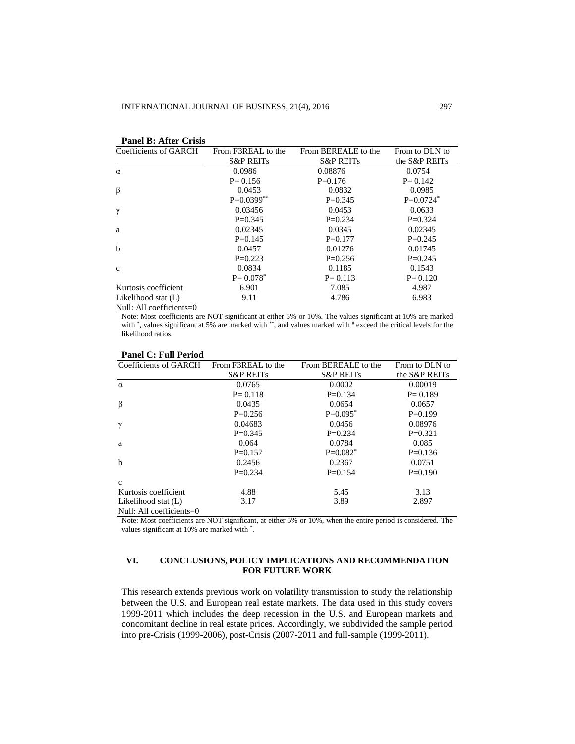**Panel B: After Crisis**

| Coefficients of GARCH | From F3REAL to the S&P REITs | From BEREALE to the S&P REITs | From to DLN to the S&P REITs |
|---|---|---|---|
| α | 0.0986 | 0.08876 | 0.0754 |
| | P= 0.156 | P=0.176 | P= 0.142 |
| β | 0.0453 | 0.0832 | 0.0985 |
| | P=0.0399** | P=0.345 | P=0.0724* |
| γ | 0.03456 | 0.0453 | 0.0633 |
| | P=0.345 | P=0.234 | P=0.324 |
| a | 0.02345 | 0.0345 | 0.02345 |
| | P=0.145 | P=0.177 | P=0.245 |
| b | 0.0457 | 0.01276 | 0.01745 |
| | P=0.223 | P=0.256 | P=0.245 |
| c | 0.0834 | 0.1185 | 0.1543 |
| | P= 0.078* | P= 0.113 | P= 0.120 |
| Kurtosis coefficient | 6.901 | 7.085 | 4.987 |
| Likelihood stat (L) | 9.11 | 4.786 | 6.983 |
| Null: All coefficients=0 | | | |

Note: Most coefficients are NOT significant at either 5% or 10%. The values significant at 10% are marked with *, values significant at 5% are marked with **, and values marked with # exceed the critical levels for the likelihood ratios.

**Panel C: Full Period**

| Coefficients of GARCH | From F3REAL to the S&P REITs | From BEREALE to the S&P REITs | From to DLN to the S&P REITs |
|---|---|---|---|
| α | 0.0765 | 0.0002 | 0.00019 |
| | P= 0.118 | P=0.134 | P= 0.189 |
| β | 0.0435 | 0.0654 | 0.0657 |
| | P=0.256 | P=0.095* | P=0.199 |
| γ | 0.04683 | 0.0456 | 0.08976 |
| | P=0.345 | P=0.234 | P=0.321 |
| a | 0.064 | 0.0784 | 0.085 |
| | P=0.157 | P=0.082* | P=0.136 |
| b | 0.2456 | 0.2367 | 0.0751 |
| | P=0.234 | P=0.154 | P=0.190 |
| c | | | |
| Kurtosis coefficient | 4.88 | 5.45 | 3.13 |
| Likelihood stat (L) | 3.17 | 3.89 | 2.897 |
| Null: All coefficients=0 | | | |

Note: Most coefficients are NOT significant, at either 5% or 10%, when the entire period is considered. The values significant at 10% are marked with *.

## VI. CONCLUSIONS, POLICY IMPLICATIONS AND RECOMMENDATION FOR FUTURE WORK

This research extends previous work on volatility transmission to study the relationship between the U.S. and European real estate markets. The data used in this study covers 1999-2011 which includes the deep recession in the U.S. and European markets and concomitant decline in real estate prices. Accordingly, we subdivided the sample period into pre-Crisis (1999-2006), post-Crisis (2007-2011 and full-sample (1999-2011).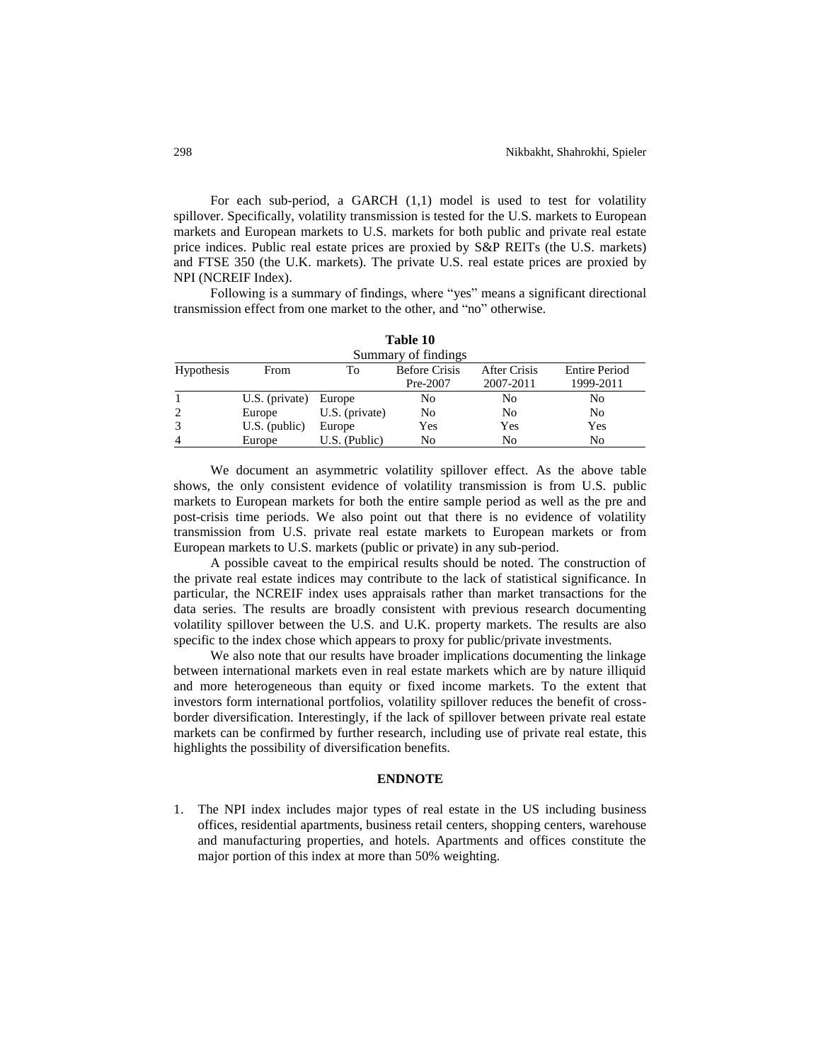For each sub-period, a GARCH (1,1) model is used to test for volatility spillover. Specifically, volatility transmission is tested for the U.S. markets to European markets and European markets to U.S. markets for both public and private real estate price indices. Public real estate prices are proxied by S&P REITs (the U.S. markets) and FTSE 350 (the U.K. markets). The private U.S. real estate prices are proxied by NPI (NCREIF Index).

Following is a summary of findings, where "yes" means a significant directional transmission effect from one market to the other, and "no" otherwise.

**Table 10**

Summary of findings

| Hypothesis | From | To | Before Crisis Pre-2007 | After Crisis 2007-2011 | Entire Period 1999-2011 |
|---|---|---|---|---|---|
| 1 | U.S. (private) | Europe | No | No | No |
| 2 | Europe | U.S. (private) | No | No | No |
| 3 | U.S. (public) | Europe | Yes | Yes | Yes |
| 4 | Europe | U.S. (Public) | No | No | No |

We document an asymmetric volatility spillover effect. As the above table shows, the only consistent evidence of volatility transmission is from U.S. public markets to European markets for both the entire sample period as well as the pre and post-crisis time periods. We also point out that there is no evidence of volatility transmission from U.S. private real estate markets to European markets or from European markets to U.S. markets (public or private) in any sub-period.

A possible caveat to the empirical results should be noted. The construction of the private real estate indices may contribute to the lack of statistical significance. In particular, the NCREIF index uses appraisals rather than market transactions for the data series. The results are broadly consistent with previous research documenting volatility spillover between the U.S. and U.K. property markets. The results are also specific to the index chose which appears to proxy for public/private investments.

We also note that our results have broader implications documenting the linkage between international markets even in real estate markets which are by nature illiquid and more heterogeneous than equity or fixed income markets. To the extent that investors form international portfolios, volatility spillover reduces the benefit of cross-border diversification. Interestingly, if the lack of spillover between private real estate markets can be confirmed by further research, including use of private real estate, this highlights the possibility of diversification benefits.

## ENDNOTE

1. The NPI index includes major types of real estate in the US including business offices, residential apartments, business retail centers, shopping centers, warehouse and manufacturing properties, and hotels. Apartments and offices constitute the major portion of this index at more than 50% weighting.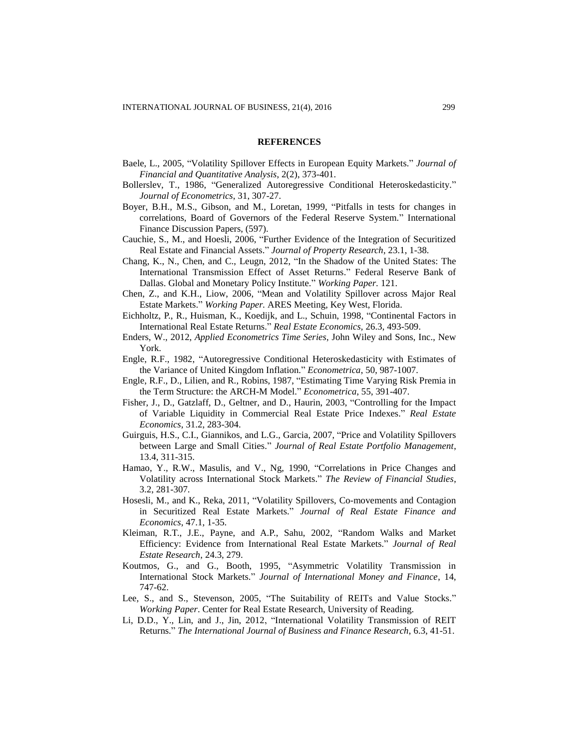## REFERENCES

Baele, L., 2005, "Volatility Spillover Effects in European Equity Markets." *Journal of Financial and Quantitative Analysis*, 2(2), 373-401.

Bollerslev, T., 1986, "Generalized Autoregressive Conditional Heteroskedasticity." *Journal of Econometrics*, 31, 307-27.

Boyer, B.H., M.S., Gibson, and M., Loretan, 1999, "Pitfalls in tests for changes in correlations, Board of Governors of the Federal Reserve System." International Finance Discussion Papers, (597).

Cauchie, S., M., and Hoesli, 2006, "Further Evidence of the Integration of Securitized Real Estate and Financial Assets." *Journal of Property Research*, 23.1, 1-38.

Chang, K., N., Chen, and C., Leugn, 2012, "In the Shadow of the United States: The International Transmission Effect of Asset Returns." Federal Reserve Bank of Dallas. Global and Monetary Policy Institute." *Working Paper.* 121.

Chen, Z., and K.H., Liow, 2006, "Mean and Volatility Spillover across Major Real Estate Markets." *Working Paper.* ARES Meeting, Key West, Florida.

Eichholtz, P., R., Huisman, K., Koedijk, and L., Schuin, 1998, "Continental Factors in International Real Estate Returns." *Real Estate Economics*, 26.3, 493-509.

Enders, W., 2012, *Applied Econometrics Time Series*, John Wiley and Sons, Inc., New York.

Engle, R.F., 1982, "Autoregressive Conditional Heteroskedasticity with Estimates of the Variance of United Kingdom Inflation." *Econometrica*, 50, 987-1007.

Engle, R.F., D., Lilien, and R., Robins, 1987, "Estimating Time Varying Risk Premia in the Term Structure: the ARCH-M Model." *Econometrica*, 55, 391-407.

Fisher, J., D., Gatzlaff, D., Geltner, and D., Haurin, 2003, "Controlling for the Impact of Variable Liquidity in Commercial Real Estate Price Indexes." *Real Estate Economics*, 31.2, 283-304.

Guirguis, H.S., C.I., Giannikos, and L.G., Garcia, 2007, "Price and Volatility Spillovers between Large and Small Cities." *Journal of Real Estate Portfolio Management*, 13.4, 311-315.

Hamao, Y., R.W., Masulis, and V., Ng, 1990, "Correlations in Price Changes and Volatility across International Stock Markets." *The Review of Financial Studies*, 3.2, 281-307.

Hosesli, M., and K., Reka, 2011, "Volatility Spillovers, Co-movements and Contagion in Securitized Real Estate Markets." *Journal of Real Estate Finance and Economics*, 47.1, 1-35.

Kleiman, R.T., J.E., Payne, and A.P., Sahu, 2002, "Random Walks and Market Efficiency: Evidence from International Real Estate Markets." *Journal of Real Estate Research*, 24.3, 279.

Koutmos, G., and G., Booth, 1995, "Asymmetric Volatility Transmission in International Stock Markets." *Journal of International Money and Finance*, 14, 747-62.

Lee, S., and S., Stevenson, 2005, "The Suitability of REITs and Value Stocks." *Working Paper*. Center for Real Estate Research, University of Reading.

Li, D.D., Y., Lin, and J., Jin, 2012, "International Volatility Transmission of REIT Returns." *The International Journal of Business and Finance Research*, 6.3, 41-51.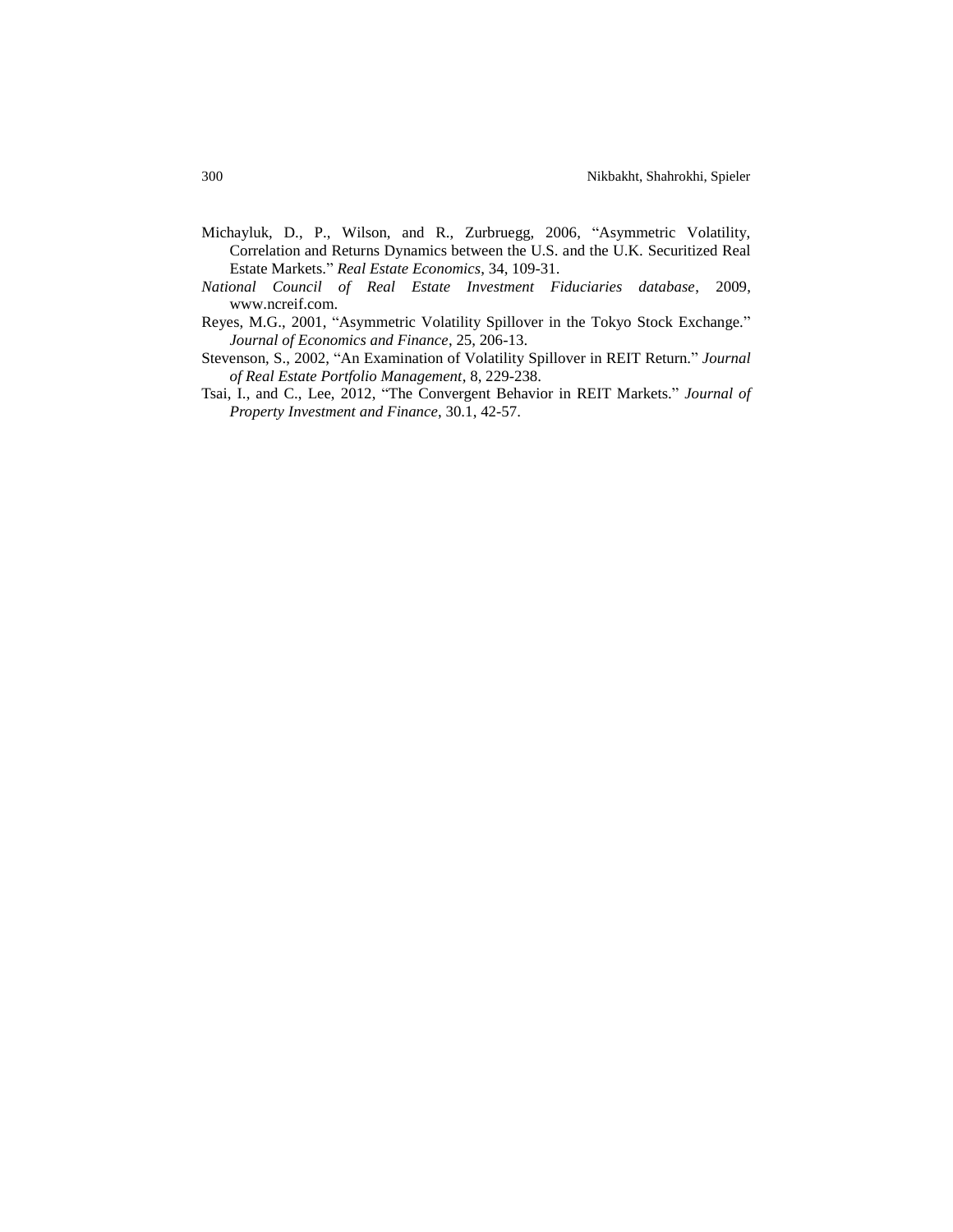Michayluk, D., P., Wilson, and R., Zurbruegg, 2006, "Asymmetric Volatility, Correlation and Returns Dynamics between the U.S. and the U.K. Securitized Real Estate Markets." *Real Estate Economics*, 34, 109-31.

*National Council of Real Estate Investment Fiduciaries database*, 2009, www.ncreif.com.

Reyes, M.G., 2001, "Asymmetric Volatility Spillover in the Tokyo Stock Exchange." *Journal of Economics and Finance*, 25, 206-13.

Stevenson, S., 2002, "An Examination of Volatility Spillover in REIT Return." *Journal of Real Estate Portfolio Management*, 8, 229-238.

Tsai, I., and C., Lee, 2012, "The Convergent Behavior in REIT Markets." *Journal of Property Investment and Finance*, 30.1, 42-57.